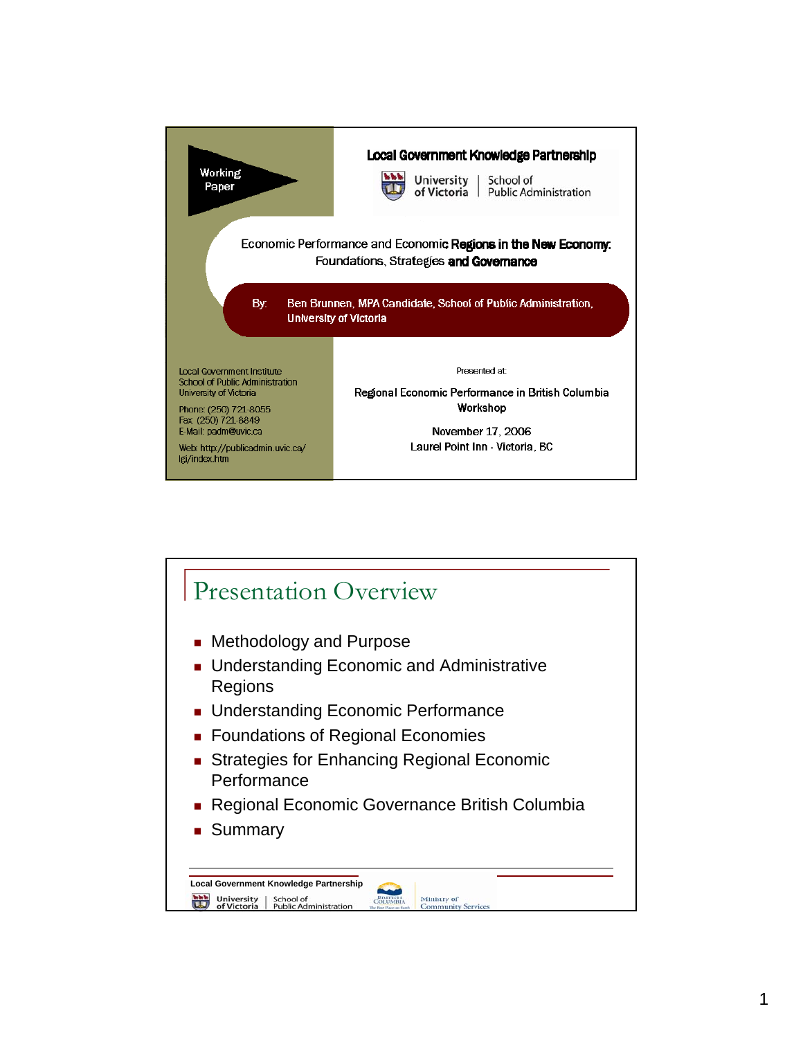Working Paper

**Local Government Knowledge Partnership**

University of Victoria | School of Public Administration

# Economic Performance and Economic Regions in the New Economy: Foundations, Strategies and Governance

By: Ben Brunnen, MPA Candidate, School of Public Administration, University of Victoria

Local Government Institute
School of Public Administration
University of Victoria

Phone: (250) 721-8055
Fax: (250) 721-8849
E-Mail: padm@uvic.ca

Web: http://publicadmin.uvic.ca/lgi/index.htm

Presented at:

Regional Economic Performance in British Columbia Workshop

November 17, 2006
Laurel Point Inn - Victoria, BC

## Presentation Overview

- Methodology and Purpose
- Understanding Economic and Administrative Regions
- Understanding Economic Performance
- Foundations of Regional Economies
- Strategies for Enhancing Regional Economic Performance
- Regional Economic Governance British Columbia
- Summary

Local Government Knowledge Partnership
University of Victoria | School of Public Administration
British Columbia | Ministry of Community Services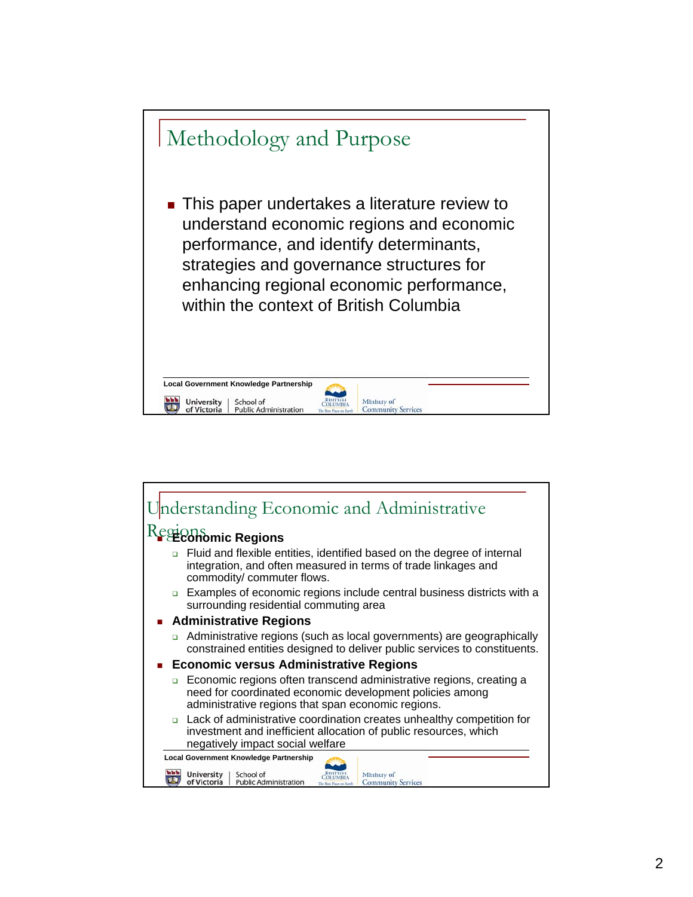## Methodology and Purpose

- This paper undertakes a literature review to understand economic regions and economic performance, and identify determinants, strategies and governance structures for enhancing regional economic performance, within the context of British Columbia

## Understanding Economic and Administrative Regions

- **Economic Regions**
  - Fluid and flexible entities, identified based on the degree of internal integration, and often measured in terms of trade linkages and commodity/ commuter flows.
  - Examples of economic regions include central business districts with a surrounding residential commuting area
- **Administrative Regions**
  - Administrative regions (such as local governments) are geographically constrained entities designed to deliver public services to constituents.
- **Economic versus Administrative Regions**
  - Economic regions often transcend administrative regions, creating a need for coordinated economic development policies among administrative regions that span economic regions.
  - Lack of administrative coordination creates unhealthy competition for investment and inefficient allocation of public resources, which negatively impact social welfare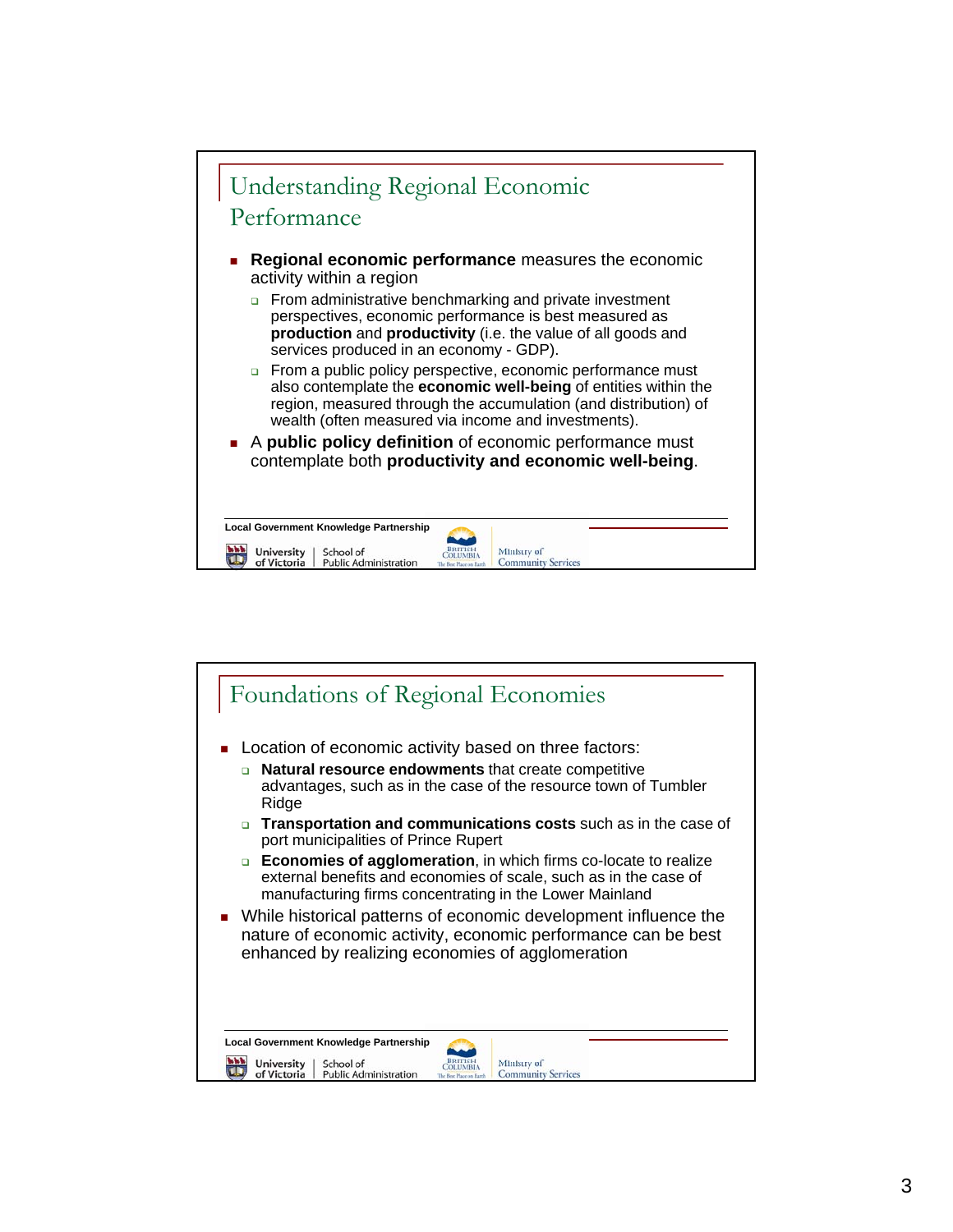## Understanding Regional Economic Performance

- **Regional economic performance** measures the economic activity within a region
  - From administrative benchmarking and private investment perspectives, economic performance is best measured as **production** and **productivity** (i.e. the value of all goods and services produced in an economy - GDP).
  - From a public policy perspective, economic performance must also contemplate the **economic well-being** of entities within the region, measured through the accumulation (and distribution) of wealth (often measured via income and investments).
- A **public policy definition** of economic performance must contemplate both **productivity and economic well-being**.

Local Government Knowledge Partnership

University of Victoria | School of Public Administration

British Columbia — Ministry of Community Services

## Foundations of Regional Economies

- Location of economic activity based on three factors:
  - **Natural resource endowments** that create competitive advantages, such as in the case of the resource town of Tumbler Ridge
  - **Transportation and communications costs** such as in the case of port municipalities of Prince Rupert
  - **Economies of agglomeration**, in which firms co-locate to realize external benefits and economies of scale, such as in the case of manufacturing firms concentrating in the Lower Mainland
- While historical patterns of economic development influence the nature of economic activity, economic performance can be best enhanced by realizing economies of agglomeration

Local Government Knowledge Partnership

University of Victoria | School of Public Administration

British Columbia — Ministry of Community Services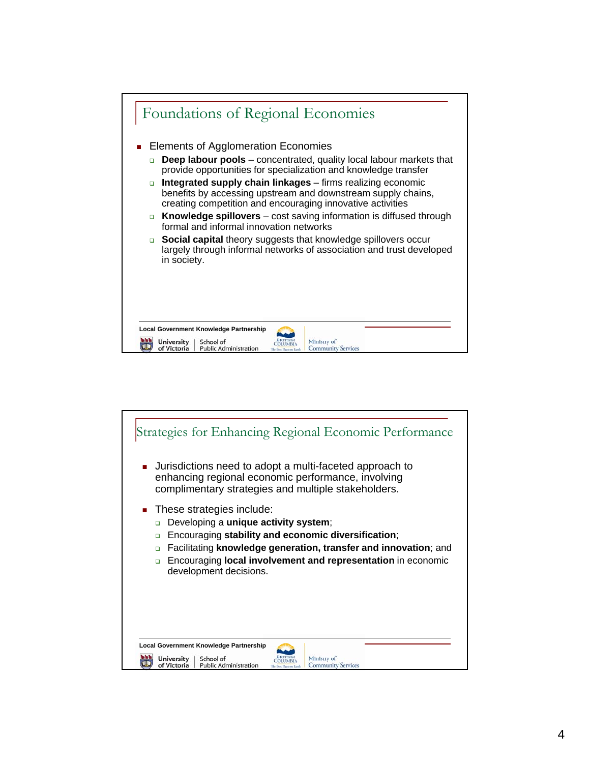## Foundations of Regional Economies

- Elements of Agglomeration Economies
  - **Deep labour pools** – concentrated, quality local labour markets that provide opportunities for specialization and knowledge transfer
  - **Integrated supply chain linkages** – firms realizing economic benefits by accessing upstream and downstream supply chains, creating competition and encouraging innovative activities
  - **Knowledge spillovers** – cost saving information is diffused through formal and informal innovation networks
  - **Social capital** theory suggests that knowledge spillovers occur largely through informal networks of association and trust developed in society.

Local Government Knowledge Partnership

University of Victoria | School of Public Administration — British Columbia — Ministry of Community Services

## Strategies for Enhancing Regional Economic Performance

- Jurisdictions need to adopt a multi-faceted approach to enhancing regional economic performance, involving complimentary strategies and multiple stakeholders.
- These strategies include:
  - Developing a **unique activity system**;
  - Encouraging **stability and economic diversification**;
  - Facilitating **knowledge generation, transfer and innovation**; and
  - Encouraging **local involvement and representation** in economic development decisions.

Local Government Knowledge Partnership

University of Victoria | School of Public Administration — British Columbia — Ministry of Community Services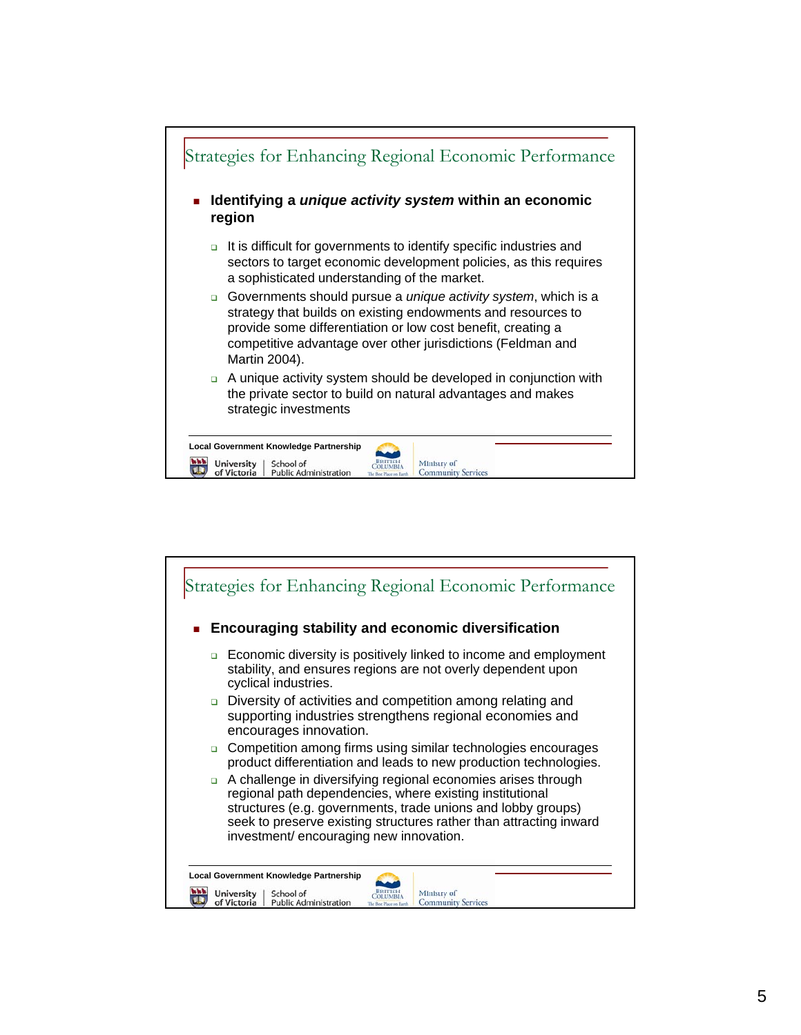## Strategies for Enhancing Regional Economic Performance

- **Identifying a *unique activity system* within an economic region**
  - It is difficult for governments to identify specific industries and sectors to target economic development policies, as this requires a sophisticated understanding of the market.
  - Governments should pursue a *unique activity system*, which is a strategy that builds on existing endowments and resources to provide some differentiation or low cost benefit, creating a competitive advantage over other jurisdictions (Feldman and Martin 2004).
  - A unique activity system should be developed in conjunction with the private sector to build on natural advantages and makes strategic investments

Local Government Knowledge Partnership

University of Victoria | School of Public Administration — British Columbia — Ministry of Community Services

## Strategies for Enhancing Regional Economic Performance

- **Encouraging stability and economic diversification**
  - Economic diversity is positively linked to income and employment stability, and ensures regions are not overly dependent upon cyclical industries.
  - Diversity of activities and competition among relating and supporting industries strengthens regional economies and encourages innovation.
  - Competition among firms using similar technologies encourages product differentiation and leads to new production technologies.
  - A challenge in diversifying regional economies arises through regional path dependencies, where existing institutional structures (e.g. governments, trade unions and lobby groups) seek to preserve existing structures rather than attracting inward investment/ encouraging new innovation.

Local Government Knowledge Partnership

University of Victoria | School of Public Administration — British Columbia — Ministry of Community Services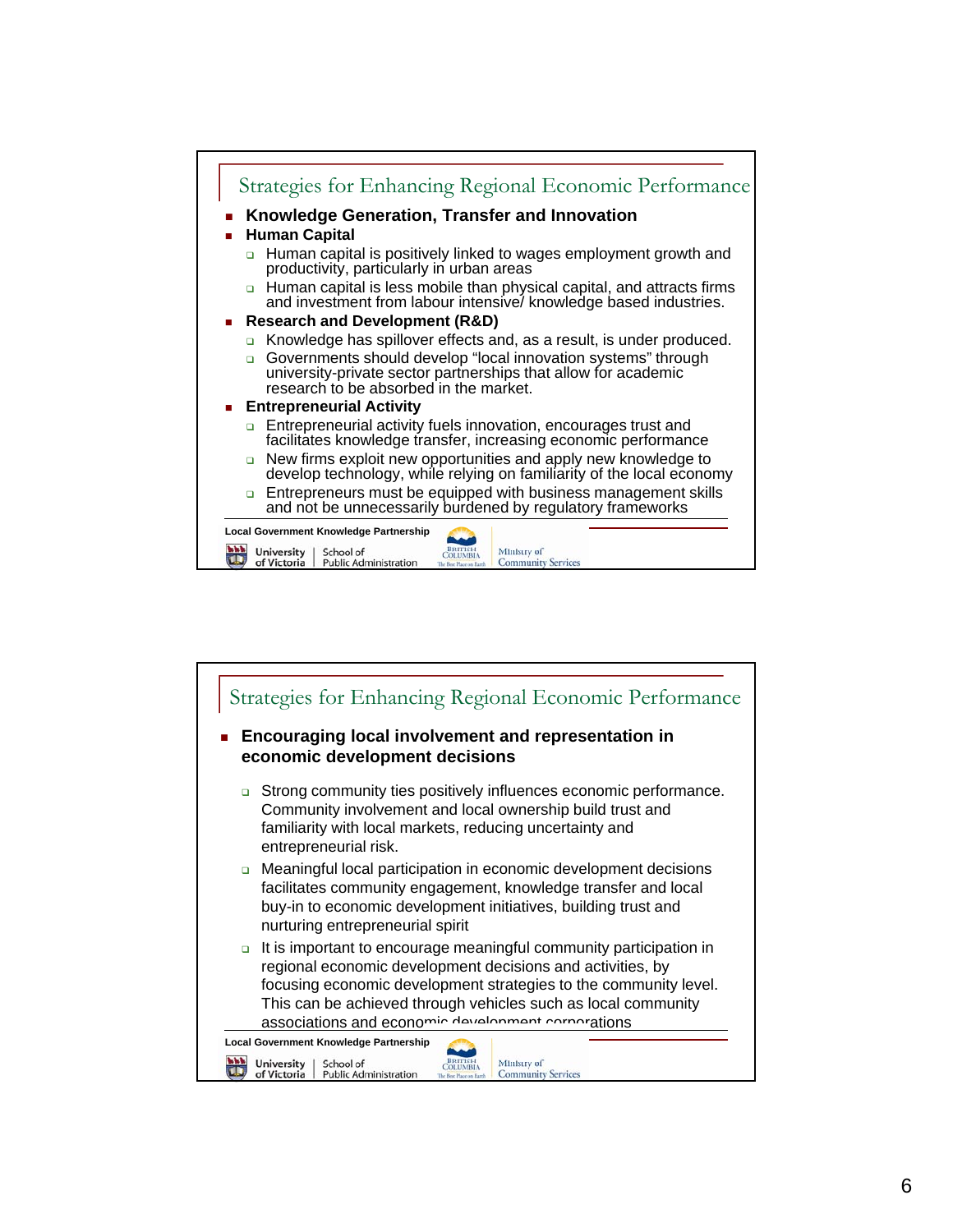## Strategies for Enhancing Regional Economic Performance

- **Knowledge Generation, Transfer and Innovation**
- **Human Capital**
  - Human capital is positively linked to wages employment growth and productivity, particularly in urban areas
  - Human capital is less mobile than physical capital, and attracts firms and investment from labour intensive/ knowledge based industries.
- **Research and Development (R&D)**
  - Knowledge has spillover effects and, as a result, is under produced.
  - Governments should develop "local innovation systems" through university-private sector partnerships that allow for academic research to be absorbed in the market.
- **Entrepreneurial Activity**
  - Entrepreneurial activity fuels innovation, encourages trust and facilitates knowledge transfer, increasing economic performance
  - New firms exploit new opportunities and apply new knowledge to develop technology, while relying on familiarity of the local economy
  - Entrepreneurs must be equipped with business management skills and not be unnecessarily burdened by regulatory frameworks

Local Government Knowledge Partnership

University of Victoria | School of Public Administration — British Columbia — Ministry of Community Services

## Strategies for Enhancing Regional Economic Performance

- **Encouraging local involvement and representation in economic development decisions**
  - Strong community ties positively influences economic performance. Community involvement and local ownership build trust and familiarity with local markets, reducing uncertainty and entrepreneurial risk.
  - Meaningful local participation in economic development decisions facilitates community engagement, knowledge transfer and local buy-in to economic development initiatives, building trust and nurturing entrepreneurial spirit
  - It is important to encourage meaningful community participation in regional economic development decisions and activities, by focusing economic development strategies to the community level. This can be achieved through vehicles such as local community associations and economic development corporations

Local Government Knowledge Partnership

University of Victoria | School of Public Administration — British Columbia — Ministry of Community Services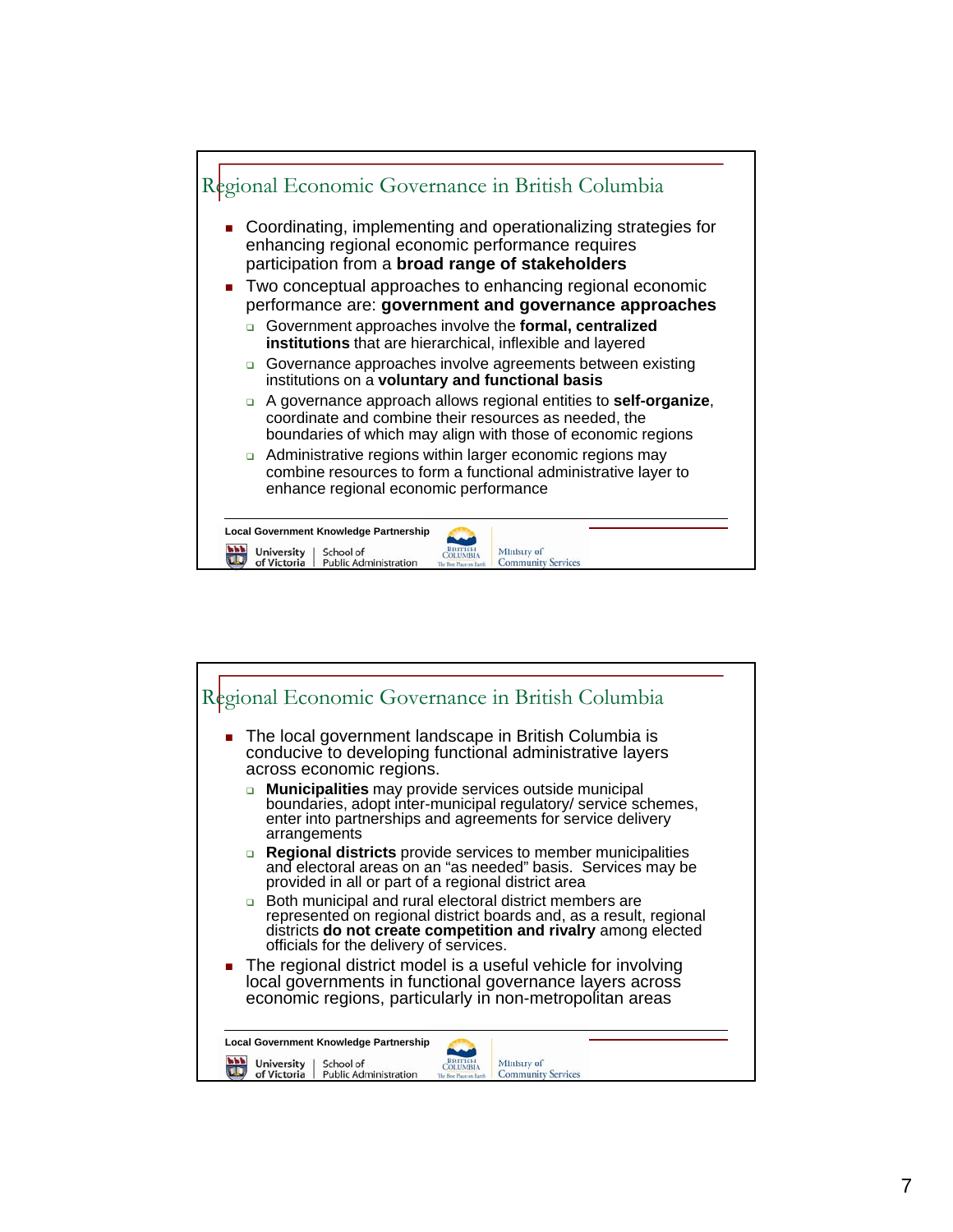## Regional Economic Governance in British Columbia

- Coordinating, implementing and operationalizing strategies for enhancing regional economic performance requires participation from a **broad range of stakeholders**
- Two conceptual approaches to enhancing regional economic performance are: **government and governance approaches**
  - Government approaches involve the **formal, centralized institutions** that are hierarchical, inflexible and layered
  - Governance approaches involve agreements between existing institutions on a **voluntary and functional basis**
  - A governance approach allows regional entities to **self-organize**, coordinate and combine their resources as needed, the boundaries of which may align with those of economic regions
  - Administrative regions within larger economic regions may combine resources to form a functional administrative layer to enhance regional economic performance

Local Government Knowledge Partnership

University of Victoria | School of Public Administration — British Columbia — Ministry of Community Services

## Regional Economic Governance in British Columbia

- The local government landscape in British Columbia is conducive to developing functional administrative layers across economic regions.
  - **Municipalities** may provide services outside municipal boundaries, adopt inter-municipal regulatory/ service schemes, enter into partnerships and agreements for service delivery arrangements
  - **Regional districts** provide services to member municipalities and electoral areas on an "as needed" basis. Services may be provided in all or part of a regional district area
  - Both municipal and rural electoral district members are represented on regional district boards and, as a result, regional districts **do not create competition and rivalry** among elected officials for the delivery of services.
- The regional district model is a useful vehicle for involving local governments in functional governance layers across economic regions, particularly in non-metropolitan areas

Local Government Knowledge Partnership

University of Victoria | School of Public Administration — British Columbia — Ministry of Community Services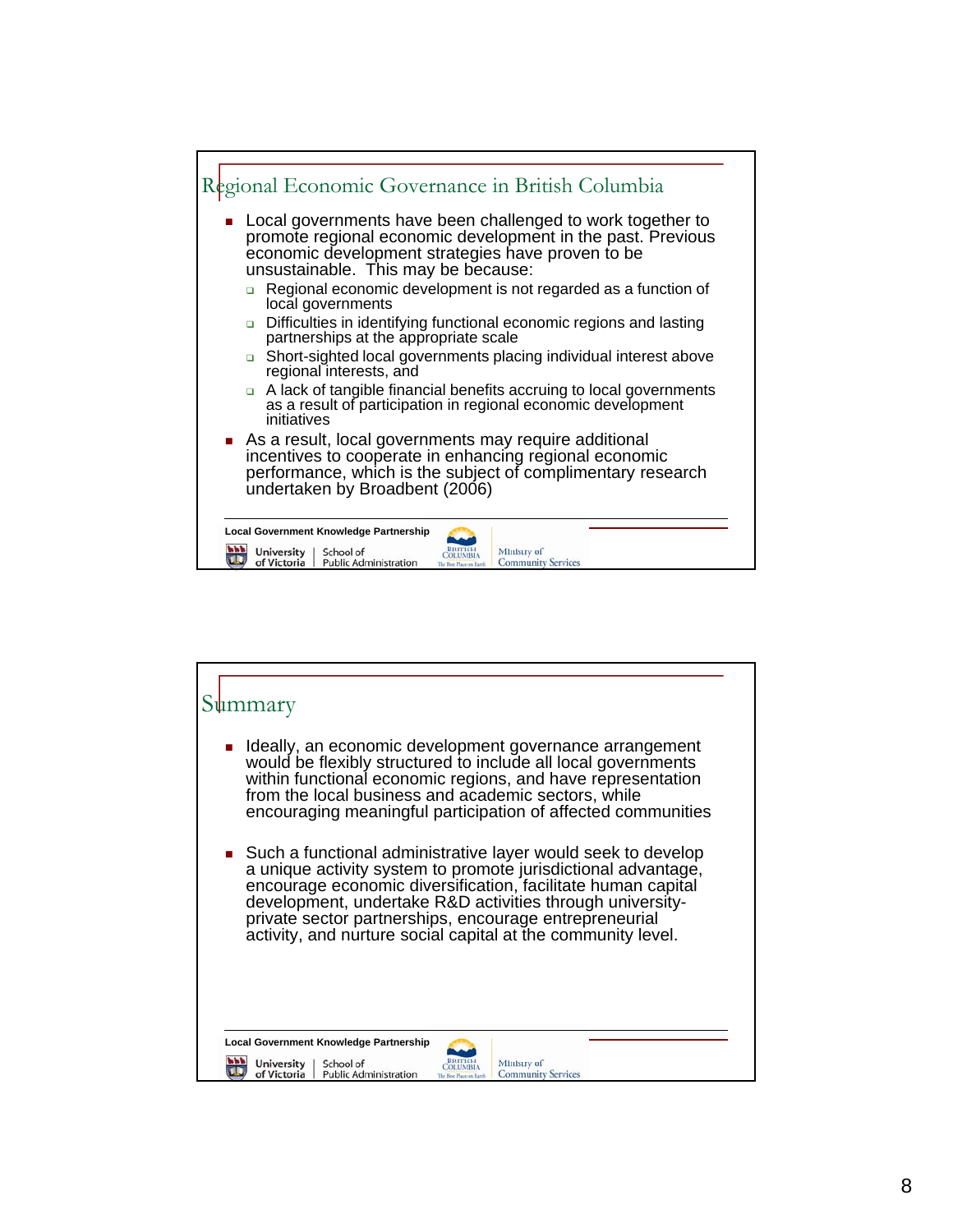## Regional Economic Governance in British Columbia

- Local governments have been challenged to work together to promote regional economic development in the past. Previous economic development strategies have proven to be unsustainable. This may be because:
  - Regional economic development is not regarded as a function of local governments
  - Difficulties in identifying functional economic regions and lasting partnerships at the appropriate scale
  - Short-sighted local governments placing individual interest above regional interests, and
  - A lack of tangible financial benefits accruing to local governments as a result of participation in regional economic development initiatives
- As a result, local governments may require additional incentives to cooperate in enhancing regional economic performance, which is the subject of complimentary research undertaken by Broadbent (2006)

Local Government Knowledge Partnership

University of Victoria | School of Public Administration — British Columbia — Ministry of Community Services

## Summary

- Ideally, an economic development governance arrangement would be flexibly structured to include all local governments within functional economic regions, and have representation from the local business and academic sectors, while encouraging meaningful participation of affected communities
- Such a functional administrative layer would seek to develop a unique activity system to promote jurisdictional advantage, encourage economic diversification, facilitate human capital development, undertake R&D activities through university-private sector partnerships, encourage entrepreneurial activity, and nurture social capital at the community level.

Local Government Knowledge Partnership

University of Victoria | School of Public Administration — British Columbia — Ministry of Community Services